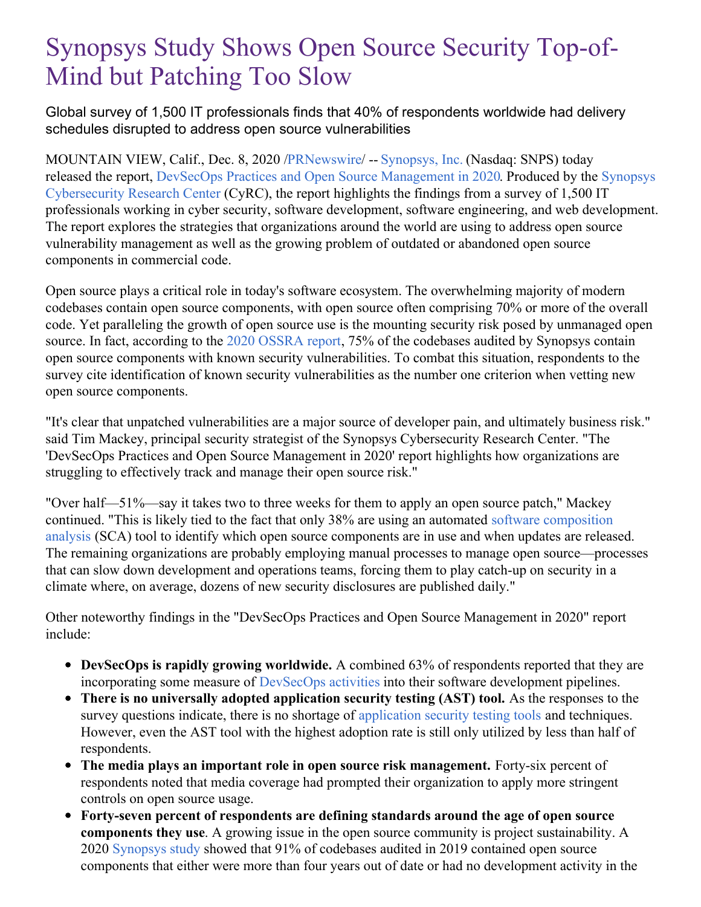# Synopsys Study Shows Open Source Security Top-of-Mind but Patching Too Slow

Global survey of 1,500 IT professionals finds that 40% of respondents worldwide had delivery schedules disrupted to address open source vulnerabilities

MOUNTAIN VIEW, Calif., Dec. 8, 2020 /PRNewswire/ -- Synopsys, Inc. (Nasdaq: SNPS) today released the report, DevSecOps Practices and Open Source Management in 2020. Produced by the Synopsys Cybersecurity Research Center (CyRC), the report highlights the findings from a survey of 1,500 IT professionals working in cyber security, software development, software engineering, and web development. The report explores the strategies that organizations around the world are using to address open source vulnerability management as well as the growing problem of outdated or abandoned open source components in commercial code.

Open source plays a critical role in today's software ecosystem. The overwhelming majority of modern codebases contain open source components, with open source often comprising 70% or more of the overall code. Yet paralleling the growth of open source use is the mounting security risk posed by unmanaged open source. In fact, according to the 2020 OSSRA report, 75% of the codebases audited by Synopsys contain open source components with known security vulnerabilities. To combat this situation, respondents to the survey cite identification of known security vulnerabilities as the number one criterion when vetting new open source components.

"It's clear that unpatched vulnerabilities are a major source of developer pain, and ultimately business risk." said Tim Mackey, principal security strategist of the Synopsys Cybersecurity Research Center. "The 'DevSecOps Practices and Open Source Management in 2020' report highlights how organizations are struggling to effectively track and manage their open source risk."

"Over half—51%—say it takes two to three weeks for them to apply an open source patch," Mackey continued. "This is likely tied to the fact that only 38% are using an automated software composition analysis (SCA) tool to identify which open source components are in use and when updates are released. The remaining organizations are probably employing manual processes to manage open source—processes that can slow down development and operations teams, forcing them to play catch-up on security in a climate where, on average, dozens of new security disclosures are published daily."

Other noteworthy findings in the "DevSecOps Practices and Open Source Management in 2020" report include:

- **DevSecOps is rapidly growing worldwide.** A combined 63% of respondents reported that they are incorporating some measure of DevSecOps activities into their software development pipelines.
- **There is no universally adopted application security testing (AST) tool.** As the responses to the survey questions indicate, there is no shortage of application security testing tools and techniques. However, even the AST tool with the highest adoption rate is still only utilized by less than half of respondents.
- **The media plays an important role in open source risk management.** Forty-six percent of respondents noted that media coverage had prompted their organization to apply more stringent controls on open source usage.
- **Forty-seven percent of respondents are defining standards around the age of open source components they use**. A growing issue in the open source community is project sustainability. A 2020 Synopsys study showed that 91% of codebases audited in 2019 contained open source components that either were more than four years out of date or had no development activity in the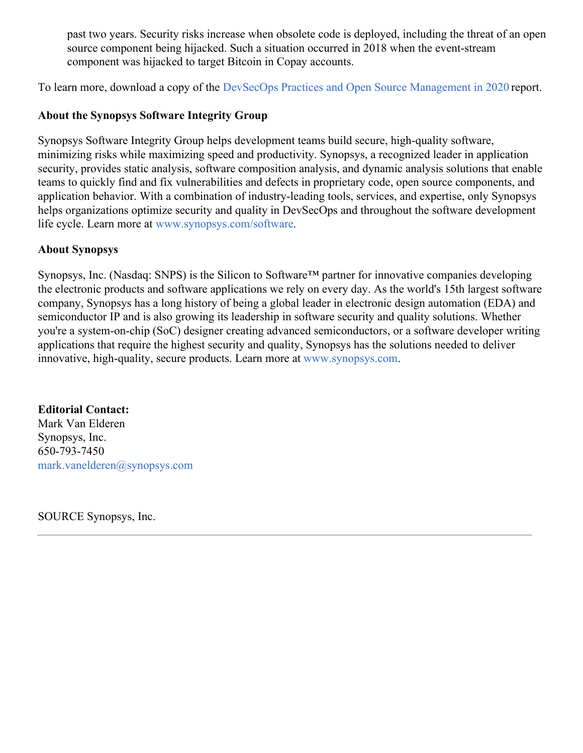past two years. Security risks increase when obsolete code is deployed, including the threat of an open source component being hijacked. Such a situation occurred in 2018 when the event-stream component was hijacked to target Bitcoin in Copay accounts.

To learn more, download a copy of the DevSecOps Practices and Open Source Management in 2020 report.

**About the Synopsys Software Integrity Group**

Synopsys Software Integrity Group helps development teams build secure, high-quality software, minimizing risks while maximizing speed and productivity. Synopsys, a recognized leader in application security, provides static analysis, software composition analysis, and dynamic analysis solutions that enable teams to quickly find and fix vulnerabilities and defects in proprietary code, open source components, and application behavior. With a combination of industry-leading tools, services, and expertise, only Synopsys helps organizations optimize security and quality in DevSecOps and throughout the software development life cycle. Learn more at www.synopsys.com/software.

**About Synopsys**

Synopsys, Inc. (Nasdaq: SNPS) is the Silicon to Software™ partner for innovative companies developing the electronic products and software applications we rely on every day. As the world's 15th largest software company, Synopsys has a long history of being a global leader in electronic design automation (EDA) and semiconductor IP and is also growing its leadership in software security and quality solutions. Whether you're a system-on-chip (SoC) designer creating advanced semiconductors, or a software developer writing applications that require the highest security and quality, Synopsys has the solutions needed to deliver innovative, high-quality, secure products. Learn more at www.synopsys.com.

**Editorial Contact:**
Mark Van Elderen
Synopsys, Inc.
650-793-7450
mark.vanelderen@synopsys.com

SOURCE Synopsys, Inc.

---